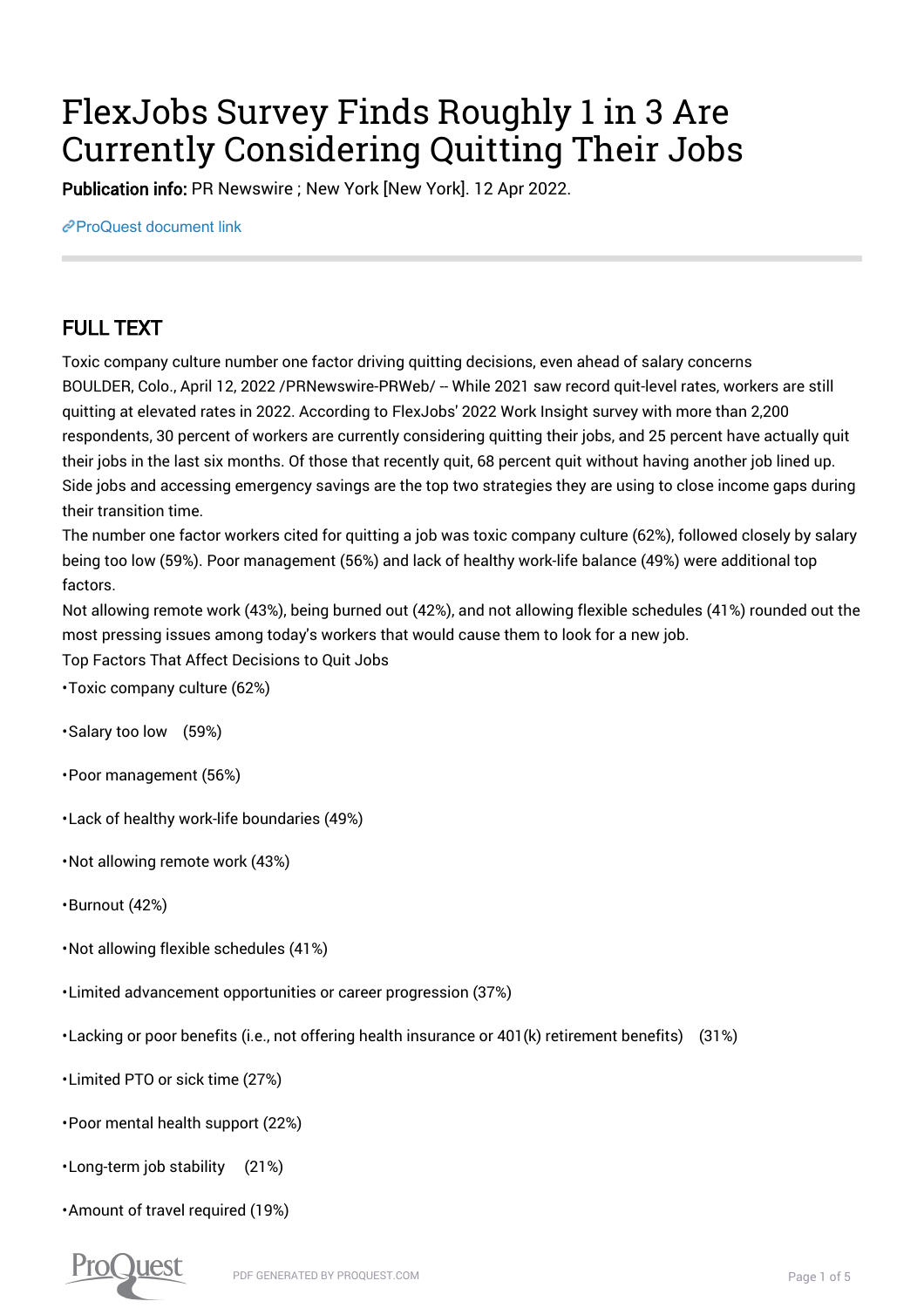# FlexJobs Survey Finds Roughly 1 in 3 Are Currently Considering Quitting Their Jobs

**Publication info:** PR Newswire ; New York [New York]. 12 Apr 2022.

ProQuest document link

## FULL TEXT

Toxic company culture number one factor driving quitting decisions, even ahead of salary concerns

BOULDER, Colo., April 12, 2022 /PRNewswire-PRWeb/ -- While 2021 saw record quit-level rates, workers are still quitting at elevated rates in 2022. According to FlexJobs' 2022 Work Insight survey with more than 2,200 respondents, 30 percent of workers are currently considering quitting their jobs, and 25 percent have actually quit their jobs in the last six months. Of those that recently quit, 68 percent quit without having another job lined up. Side jobs and accessing emergency savings are the top two strategies they are using to close income gaps during their transition time.

The number one factor workers cited for quitting a job was toxic company culture (62%), followed closely by salary being too low (59%). Poor management (56%) and lack of healthy work-life balance (49%) were additional top factors.

Not allowing remote work (43%), being burned out (42%), and not allowing flexible schedules (41%) rounded out the most pressing issues among today's workers that would cause them to look for a new job.

Top Factors That Affect Decisions to Quit Jobs

- Toxic company culture (62%)
- Salary too low (59%)
- Poor management (56%)
- Lack of healthy work-life boundaries (49%)
- Not allowing remote work (43%)
- Burnout (42%)
- Not allowing flexible schedules (41%)
- Limited advancement opportunities or career progression (37%)
- Lacking or poor benefits (i.e., not offering health insurance or 401(k) retirement benefits) (31%)
- Limited PTO or sick time (27%)
- Poor mental health support (22%)
- Long-term job stability (21%)
- Amount of travel required (19%)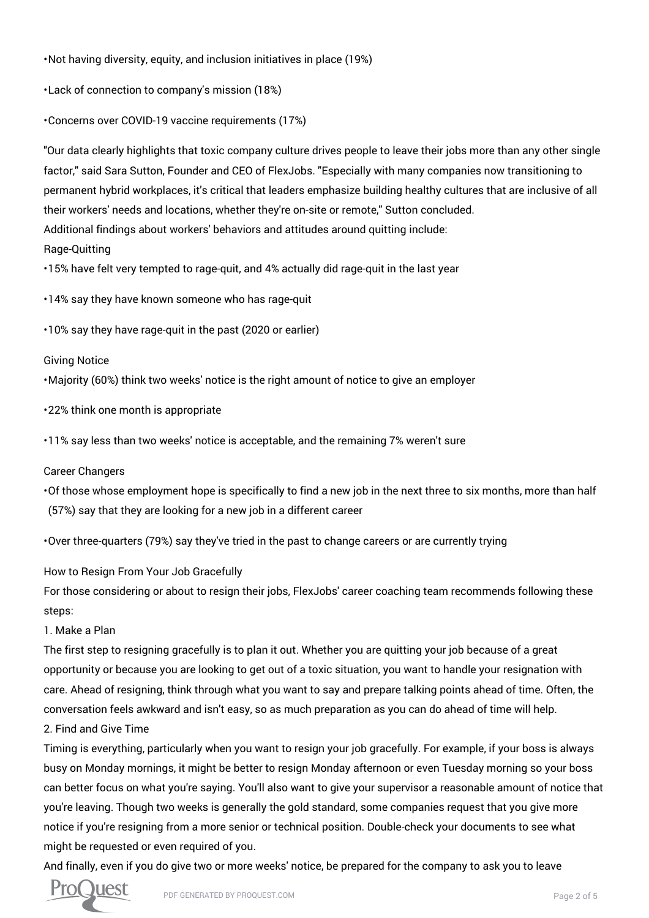- Not having diversity, equity, and inclusion initiatives in place (19%)
- Lack of connection to company's mission (18%)
- Concerns over COVID-19 vaccine requirements (17%)

"Our data clearly highlights that toxic company culture drives people to leave their jobs more than any other single factor," said Sara Sutton, Founder and CEO of FlexJobs. "Especially with many companies now transitioning to permanent hybrid workplaces, it's critical that leaders emphasize building healthy cultures that are inclusive of all their workers' needs and locations, whether they're on-site or remote," Sutton concluded.

Additional findings about workers' behaviors and attitudes around quitting include:

Rage-Quitting

- 15% have felt very tempted to rage-quit, and 4% actually did rage-quit in the last year
- 14% say they have known someone who has rage-quit
- 10% say they have rage-quit in the past (2020 or earlier)

Giving Notice

- Majority (60%) think two weeks' notice is the right amount of notice to give an employer
- 22% think one month is appropriate
- 11% say less than two weeks' notice is acceptable, and the remaining 7% weren't sure

Career Changers

- Of those whose employment hope is specifically to find a new job in the next three to six months, more than half (57%) say that they are looking for a new job in a different career
- Over three-quarters (79%) say they've tried in the past to change careers or are currently trying

How to Resign From Your Job Gracefully

For those considering or about to resign their jobs, FlexJobs' career coaching team recommends following these steps:

1. Make a Plan

The first step to resigning gracefully is to plan it out. Whether you are quitting your job because of a great opportunity or because you are looking to get out of a toxic situation, you want to handle your resignation with care. Ahead of resigning, think through what you want to say and prepare talking points ahead of time. Often, the conversation feels awkward and isn't easy, so as much preparation as you can do ahead of time will help.

2. Find and Give Time

Timing is everything, particularly when you want to resign your job gracefully. For example, if your boss is always busy on Monday mornings, it might be better to resign Monday afternoon or even Tuesday morning so your boss can better focus on what you're saying. You'll also want to give your supervisor a reasonable amount of notice that you're leaving. Though two weeks is generally the gold standard, some companies request that you give more notice if you're resigning from a more senior or technical position. Double-check your documents to see what might be requested or even required of you.

And finally, even if you do give two or more weeks' notice, be prepared for the company to ask you to leave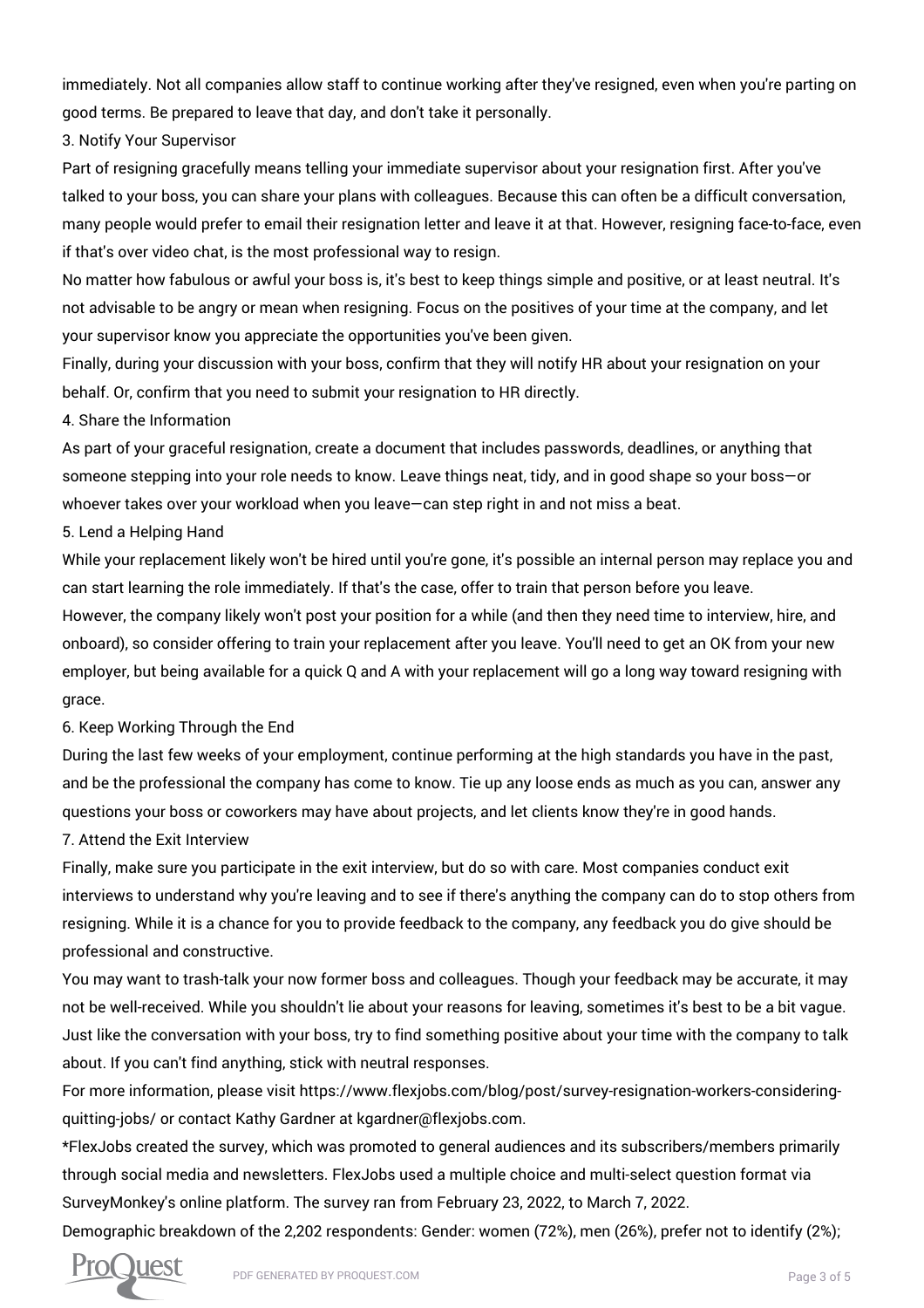immediately. Not all companies allow staff to continue working after they've resigned, even when you're parting on good terms. Be prepared to leave that day, and don't take it personally.

3. Notify Your Supervisor

Part of resigning gracefully means telling your immediate supervisor about your resignation first. After you've talked to your boss, you can share your plans with colleagues. Because this can often be a difficult conversation, many people would prefer to email their resignation letter and leave it at that. However, resigning face-to-face, even if that's over video chat, is the most professional way to resign.

No matter how fabulous or awful your boss is, it's best to keep things simple and positive, or at least neutral. It's not advisable to be angry or mean when resigning. Focus on the positives of your time at the company, and let your supervisor know you appreciate the opportunities you've been given.

Finally, during your discussion with your boss, confirm that they will notify HR about your resignation on your behalf. Or, confirm that you need to submit your resignation to HR directly.

4. Share the Information

As part of your graceful resignation, create a document that includes passwords, deadlines, or anything that someone stepping into your role needs to know. Leave things neat, tidy, and in good shape so your boss—or whoever takes over your workload when you leave—can step right in and not miss a beat.

5. Lend a Helping Hand

While your replacement likely won't be hired until you're gone, it's possible an internal person may replace you and can start learning the role immediately. If that's the case, offer to train that person before you leave.

However, the company likely won't post your position for a while (and then they need time to interview, hire, and onboard), so consider offering to train your replacement after you leave. You'll need to get an OK from your new employer, but being available for a quick Q and A with your replacement will go a long way toward resigning with grace.

6. Keep Working Through the End

During the last few weeks of your employment, continue performing at the high standards you have in the past, and be the professional the company has come to know. Tie up any loose ends as much as you can, answer any questions your boss or coworkers may have about projects, and let clients know they're in good hands.

7. Attend the Exit Interview

Finally, make sure you participate in the exit interview, but do so with care. Most companies conduct exit interviews to understand why you're leaving and to see if there's anything the company can do to stop others from resigning. While it is a chance for you to provide feedback to the company, any feedback you do give should be professional and constructive.

You may want to trash-talk your now former boss and colleagues. Though your feedback may be accurate, it may not be well-received. While you shouldn't lie about your reasons for leaving, sometimes it's best to be a bit vague. Just like the conversation with your boss, try to find something positive about your time with the company to talk about. If you can't find anything, stick with neutral responses.

For more information, please visit https://www.flexjobs.com/blog/post/survey-resignation-workers-considering-quitting-jobs/ or contact Kathy Gardner at kgardner@flexjobs.com.

*FlexJobs created the survey, which was promoted to general audiences and its subscribers/members primarily through social media and newsletters. FlexJobs used a multiple choice and multi-select question format via SurveyMonkey's online platform. The survey ran from February 23, 2022, to March 7, 2022.

Demographic breakdown of the 2,202 respondents: Gender: women (72%), men (26%), prefer not to identify (2%);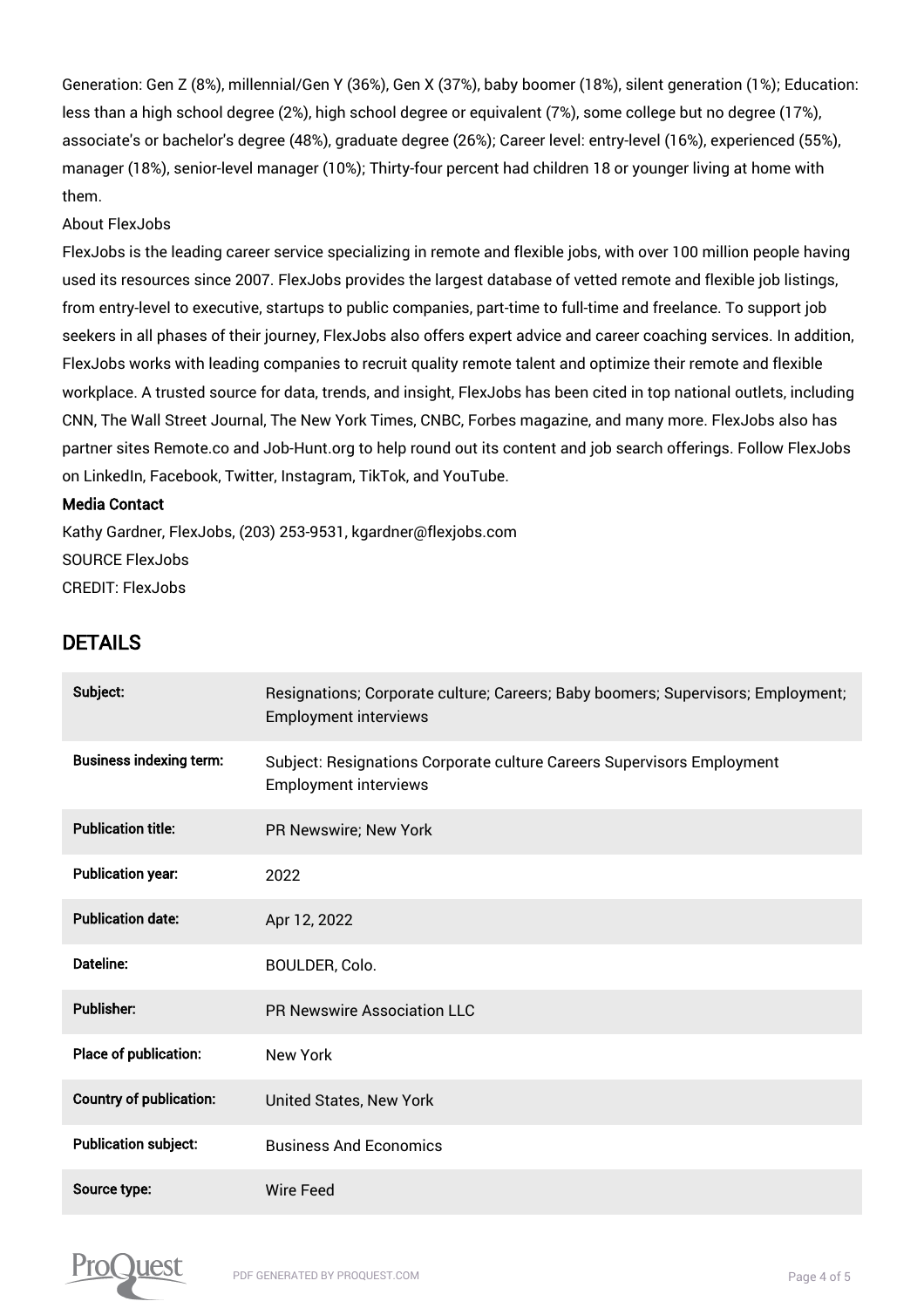Generation: Gen Z (8%), millennial/Gen Y (36%), Gen X (37%), baby boomer (18%), silent generation (1%); Education: less than a high school degree (2%), high school degree or equivalent (7%), some college but no degree (17%), associate's or bachelor's degree (48%), graduate degree (26%); Career level: entry-level (16%), experienced (55%), manager (18%), senior-level manager (10%); Thirty-four percent had children 18 or younger living at home with them.

About FlexJobs

FlexJobs is the leading career service specializing in remote and flexible jobs, with over 100 million people having used its resources since 2007. FlexJobs provides the largest database of vetted remote and flexible job listings, from entry-level to executive, startups to public companies, part-time to full-time and freelance. To support job seekers in all phases of their journey, FlexJobs also offers expert advice and career coaching services. In addition, FlexJobs works with leading companies to recruit quality remote talent and optimize their remote and flexible workplace. A trusted source for data, trends, and insight, FlexJobs has been cited in top national outlets, including CNN, The Wall Street Journal, The New York Times, CNBC, Forbes magazine, and many more. FlexJobs also has partner sites Remote.co and Job-Hunt.org to help round out its content and job search offerings. Follow FlexJobs on LinkedIn, Facebook, Twitter, Instagram, TikTok, and YouTube.

**Media Contact**

Kathy Gardner, FlexJobs, (203) 253-9531, kgardner@flexjobs.com

SOURCE FlexJobs

CREDIT: FlexJobs

## DETAILS

| | |
|---|---|
| **Subject:** | Resignations; Corporate culture; Careers; Baby boomers; Supervisors; Employment; Employment interviews |
| **Business indexing term:** | Subject: Resignations Corporate culture Careers Supervisors Employment Employment interviews |
| **Publication title:** | PR Newswire; New York |
| **Publication year:** | 2022 |
| **Publication date:** | Apr 12, 2022 |
| **Dateline:** | BOULDER, Colo. |
| **Publisher:** | PR Newswire Association LLC |
| **Place of publication:** | New York |
| **Country of publication:** | United States, New York |
| **Publication subject:** | Business And Economics |
| **Source type:** | Wire Feed |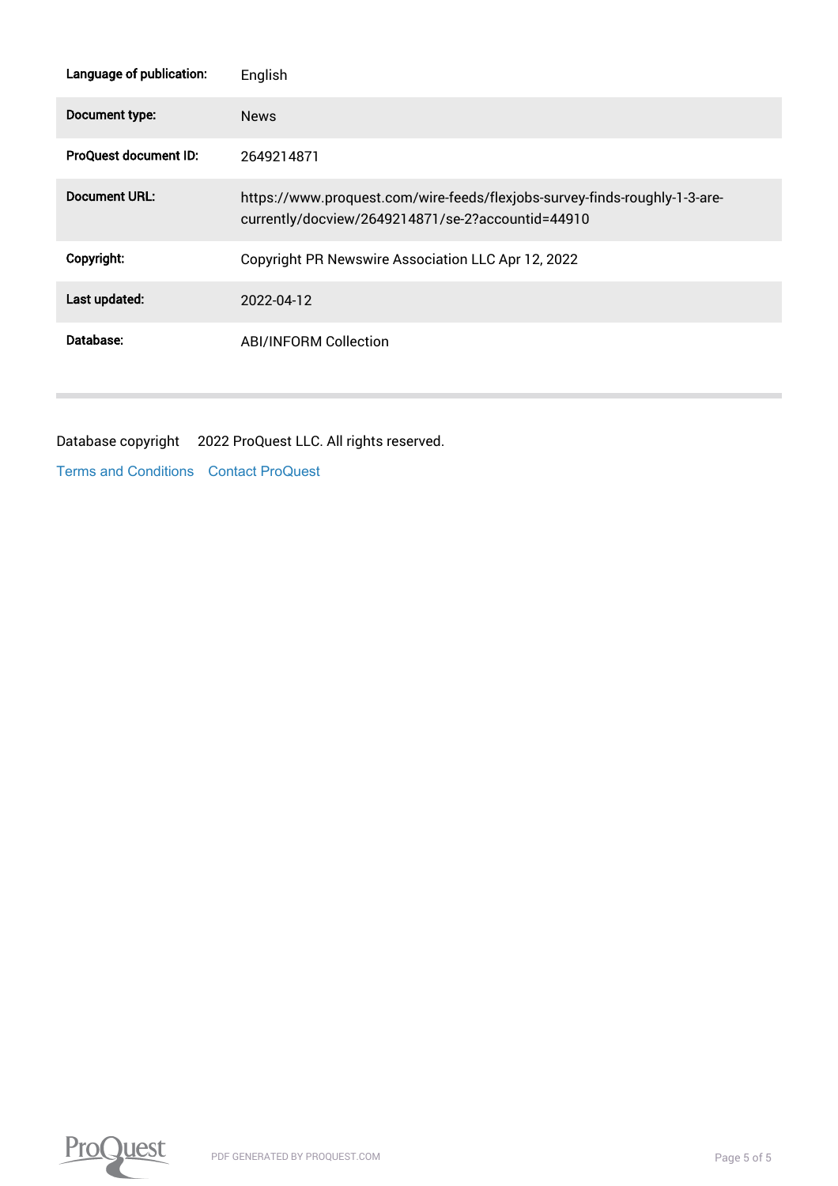| | |
|---|---|
| **Language of publication:** | English |
| **Document type:** | News |
| **ProQuest document ID:** | 2649214871 |
| **Document URL:** | https://www.proquest.com/wire-feeds/flexjobs-survey-finds-roughly-1-3-are-currently/docview/2649214871/se-2?accountid=44910 |
| **Copyright:** | Copyright PR Newswire Association LLC Apr 12, 2022 |
| **Last updated:** | 2022-04-12 |
| **Database:** | ABI/INFORM Collection |

Database copyright 2022 ProQuest LLC. All rights reserved.

Terms and Conditions Contact ProQuest